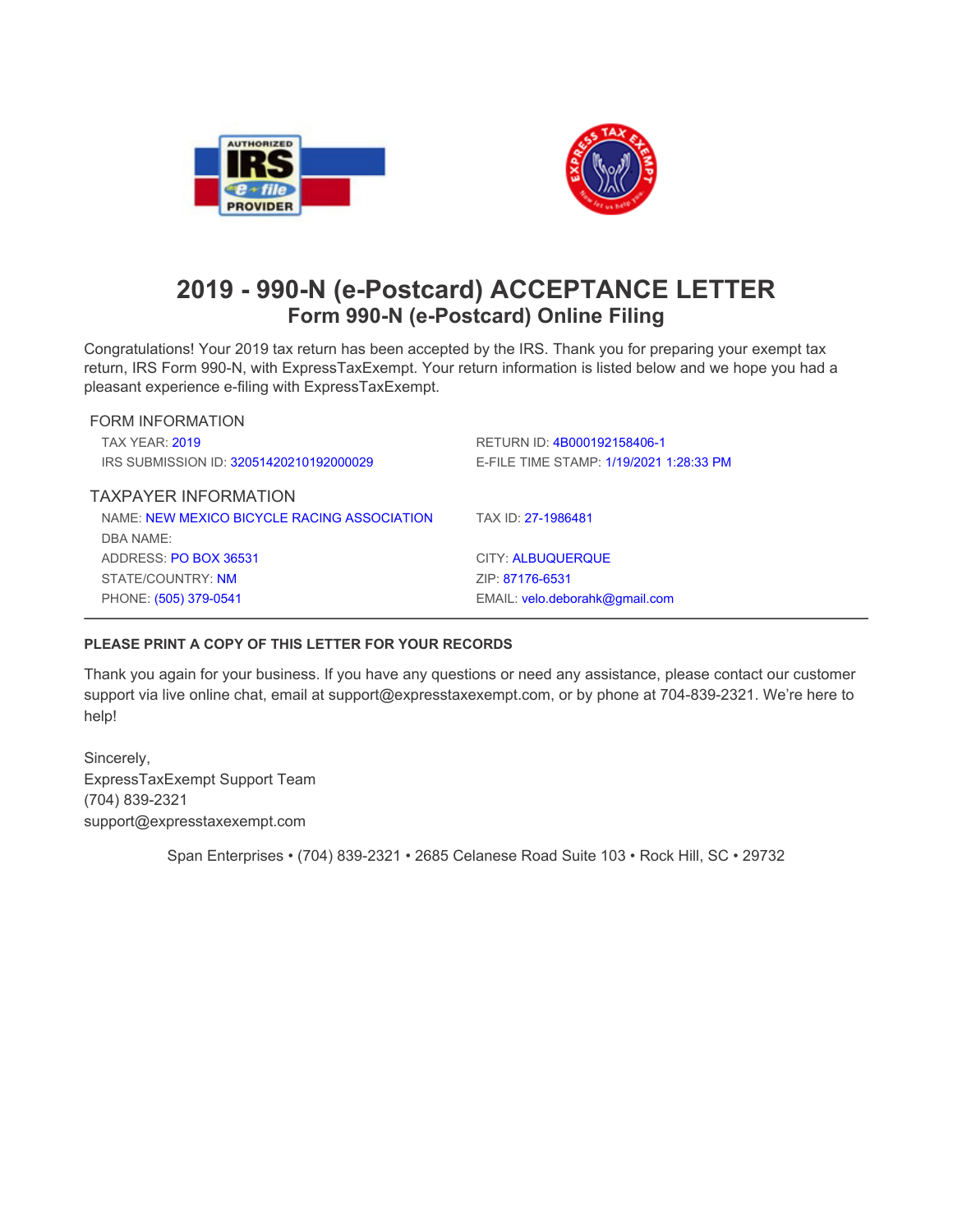# 2019 - 990-N (e-Postcard) ACCEPTANCE LETTER

## Form 990-N (e-Postcard) Online Filing

Congratulations! Your 2019 tax return has been accepted by the IRS. Thank you for preparing your exempt tax return, IRS Form 990-N, with ExpressTaxExempt. Your return information is listed below and we hope you had a pleasant experience e-filing with ExpressTaxExempt.

### FORM INFORMATION

TAX YEAR: 2019

RETURN ID: 4B000192158406-1

IRS SUBMISSION ID: 32051420210192000029

E-FILE TIME STAMP: 1/19/2021 1:28:33 PM

### TAXPAYER INFORMATION

NAME: NEW MEXICO BICYCLE RACING ASSOCIATION

TAX ID: 27-1986481

DBA NAME:

ADDRESS: PO BOX 36531

CITY: ALBUQUERQUE

STATE/COUNTRY: NM

ZIP: 87176-6531

PHONE: (505) 379-0541

EMAIL: velo.deborahk@gmail.com

---

**PLEASE PRINT A COPY OF THIS LETTER FOR YOUR RECORDS**

Thank you again for your business. If you have any questions or need any assistance, please contact our customer support via live online chat, email at support@expresstaxexempt.com, or by phone at 704-839-2321. We're here to help!

Sincerely,
ExpressTaxExempt Support Team
(704) 839-2321
support@expresstaxexempt.com

Span Enterprises • (704) 839-2321 • 2685 Celanese Road Suite 103 • Rock Hill, SC • 29732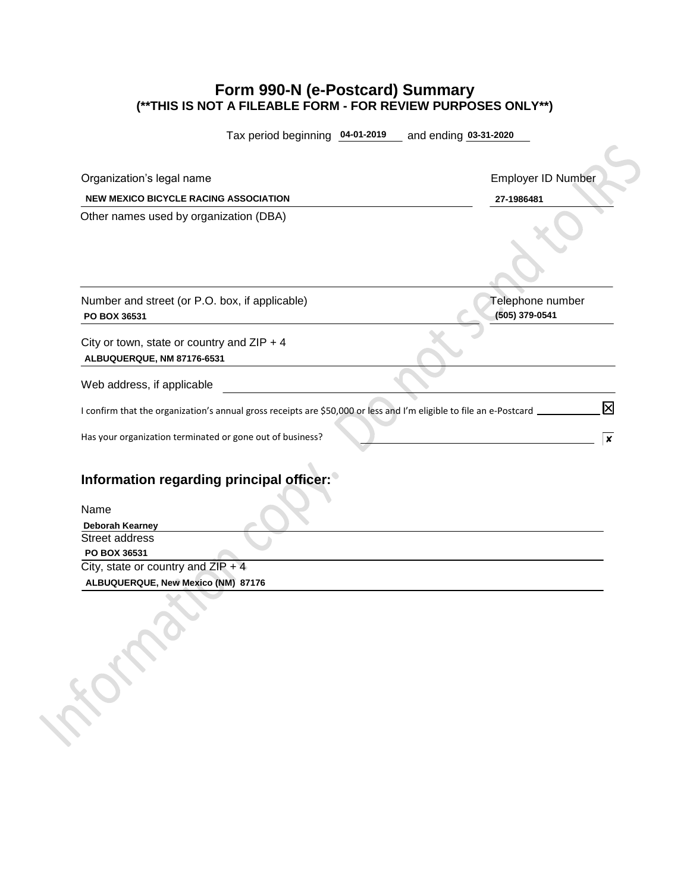# Form 990-N (e-Postcard) Summary

**(\*\*THIS IS NOT A FILEABLE FORM - FOR REVIEW PURPOSES ONLY\*\*)**

Tax period beginning **04-01-2019** and ending **03-31-2020**

| Organization's legal name | Employer ID Number |
| --- | --- |
| **NEW MEXICO BICYCLE RACING ASSOCIATION** | **27-1986481** |

Other names used by organization (DBA)

| Number and street (or P.O. box, if applicable) | Telephone number |
| --- | --- |
| **PO BOX 36531** | **(505) 379-0541** |

City or town, state or country and ZIP + 4

**ALBUQUERQUE, NM 87176-6531**

Web address, if applicable

I confirm that the organization's annual gross receipts are $50,000 or less and I'm eligible to file an e-Postcard ☒

Has your organization terminated or gone out of business? ☐

## Information regarding principal officer:

Name

**Deborah Kearney**

Street address

**PO BOX 36531**

City, state or country and ZIP + 4

**ALBUQUERQUE, New Mexico (NM) 87176**

Information copy. Do not send to IRS